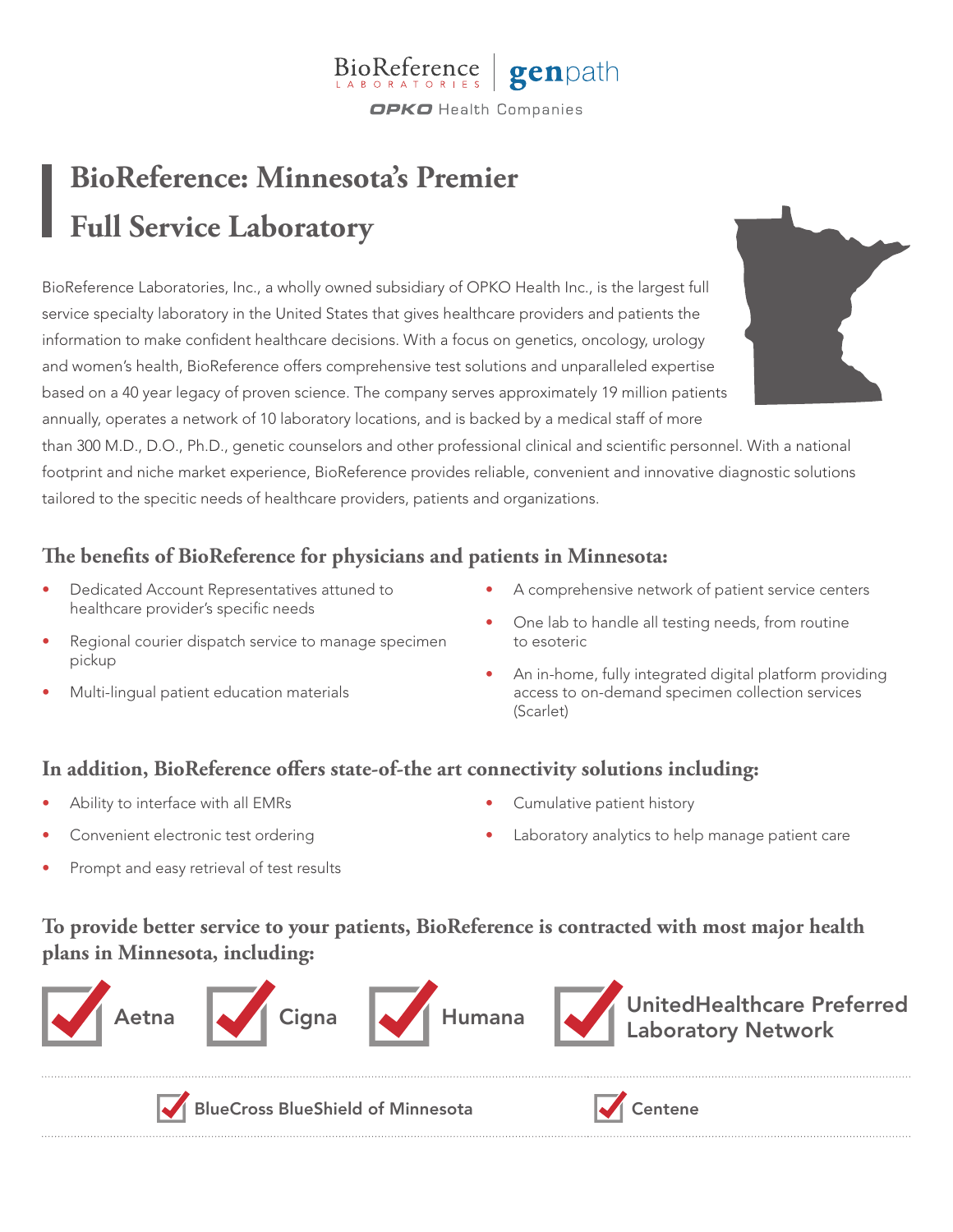BioReference LABORATORIES | genpath

OPKO Health Companies

# BioReference: Minnesota's Premier Full Service Laboratory

BioReference Laboratories, Inc., a wholly owned subsidiary of OPKO Health Inc., is the largest full service specialty laboratory in the United States that gives healthcare providers and patients the information to make confident healthcare decisions. With a focus on genetics, oncology, urology and women's health, BioReference offers comprehensive test solutions and unparalleled expertise based on a 40 year legacy of proven science. The company serves approximately 19 million patients annually, operates a network of 10 laboratory locations, and is backed by a medical staff of more than 300 M.D., D.O., Ph.D., genetic counselors and other professional clinical and scientific personnel. With a national footprint and niche market experience, BioReference provides reliable, convenient and innovative diagnostic solutions tailored to the specitic needs of healthcare providers, patients and organizations.

## The benefits of BioReference for physicians and patients in Minnesota:

- Dedicated Account Representatives attuned to healthcare provider's specific needs
- Regional courier dispatch service to manage specimen pickup
- Multi-lingual patient education materials
- A comprehensive network of patient service centers
- One lab to handle all testing needs, from routine to esoteric
- An in-home, fully integrated digital platform providing access to on-demand specimen collection services (Scarlet)

## In addition, BioReference offers state-of-the art connectivity solutions including:

- Ability to interface with all EMRs
- Convenient electronic test ordering
- Prompt and easy retrieval of test results
- Cumulative patient history
- Laboratory analytics to help manage patient care

## To provide better service to your patients, BioReference is contracted with most major health plans in Minnesota, including:

- ☑ Aetna
- ☑ Cigna
- ☑ Humana
- ☑ UnitedHealthcare Preferred Laboratory Network
- ☑ BlueCross BlueShield of Minnesota
- ☑ Centene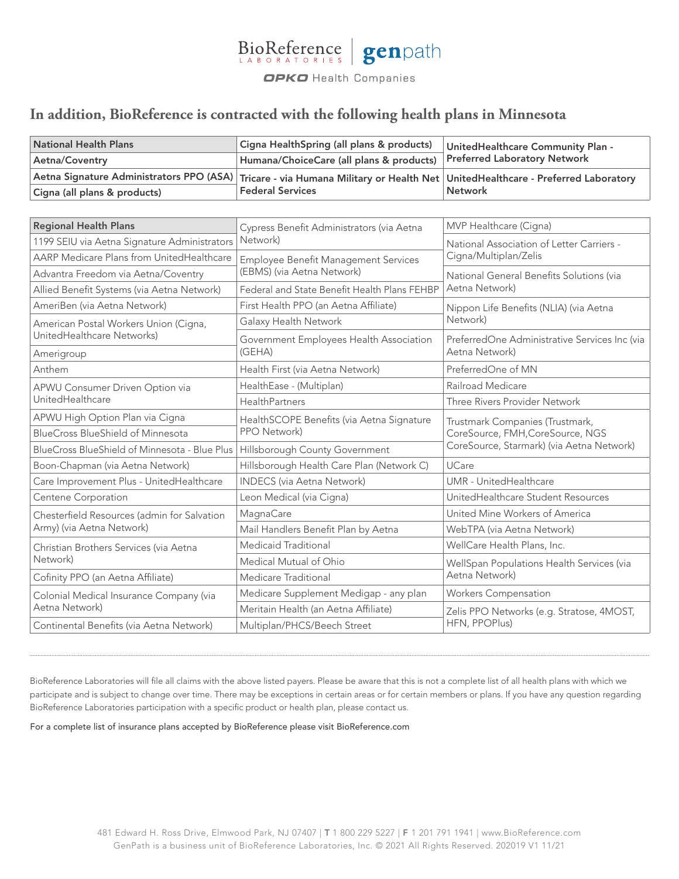BioReference LABORATORIES | genpath

OPKO Health Companies

## In addition, BioReference is contracted with the following health plans in Minnesota

| National Health Plans | Cigna HealthSpring (all plans & products) | UnitedHealthcare Community Plan - Preferred Laboratory Network |
|---|---|---|
| Aetna/Coventry | Humana/ChoiceCare (all plans & products) | |
| Aetna Signature Administrators PPO (ASA) | Tricare - via Humana Military or Health Net Federal Services | UnitedHealthcare - Preferred Laboratory Network |
| Cigna (all plans & products) | | |

| Regional Health Plans | Cypress Benefit Administrators (via Aetna Network) | MVP Healthcare (Cigna) |
|---|---|---|
| 1199 SEIU via Aetna Signature Administrators | | National Association of Letter Carriers - Cigna/Multiplan/Zelis |
| AARP Medicare Plans from UnitedHealthcare | Employee Benefit Management Services (EBMS) (via Aetna Network) | |
| Advantra Freedom via Aetna/Coventry | | National General Benefits Solutions (via Aetna Network) |
| Allied Benefit Systems (via Aetna Network) | Federal and State Benefit Health Plans FEHBP | |
| AmeriBen (via Aetna Network) | First Health PPO (an Aetna Affiliate) | Nippon Life Benefits (NLIA) (via Aetna Network) |
| American Postal Workers Union (Cigna, UnitedHealthcare Networks) | Galaxy Health Network | |
| | Government Employees Health Association (GEHA) | PreferredOne Administrative Services Inc (via Aetna Network) |
| Amerigroup | | |
| Anthem | Health First (via Aetna Network) | PreferredOne of MN |
| APWU Consumer Driven Option via UnitedHealthcare | HealthEase - (Multiplan) | Railroad Medicare |
| | HealthPartners | Three Rivers Provider Network |
| APWU High Option Plan via Cigna | HealthSCOPE Benefits (via Aetna Signature PPO Network) | Trustmark Companies (Trustmark, CoreSource, FMH,CoreSource, NGS CoreSource, Starmark) (via Aetna Network) |
| BlueCross BlueShield of Minnesota | | |
| BlueCross BlueShield of Minnesota - Blue Plus | Hillsborough County Government | |
| Boon-Chapman (via Aetna Network) | Hillsborough Health Care Plan (Network C) | UCare |
| Care Improvement Plus - UnitedHealthcare | INDECS (via Aetna Network) | UMR - UnitedHealthcare |
| Centene Corporation | Leon Medical (via Cigna) | UnitedHealthcare Student Resources |
| Chesterfield Resources (admin for Salvation Army) (via Aetna Network) | MagnaCare | United Mine Workers of America |
| | Mail Handlers Benefit Plan by Aetna | WebTPA (via Aetna Network) |
| Christian Brothers Services (via Aetna Network) | Medicaid Traditional | WellCare Health Plans, Inc. |
| | Medical Mutual of Ohio | WellSpan Populations Health Services (via Aetna Network) |
| Cofinity PPO (an Aetna Affiliate) | Medicare Traditional | |
| Colonial Medical Insurance Company (via Aetna Network) | Medicare Supplement Medigap - any plan | Workers Compensation |
| | Meritain Health (an Aetna Affiliate) | Zelis PPO Networks (e.g. Stratose, 4MOST, HFN, PPOPlus) |
| Continental Benefits (via Aetna Network) | Multiplan/PHCS/Beech Street | |

BioReference Laboratories will file all claims with the above listed payers. Please be aware that this is not a complete list of all health plans with which we participate and is subject to change over time. There may be exceptions in certain areas or for certain members or plans. If you have any question regarding BioReference Laboratories participation with a specific product or health plan, please contact us.

For a complete list of insurance plans accepted by BioReference please visit BioReference.com

481 Edward H. Ross Drive, Elmwood Park, NJ 07407 | T 1 800 229 5227 | F 1 201 791 1941 | www.BioReference.com
GenPath is a business unit of BioReference Laboratories, Inc. © 2021 All Rights Reserved. 202019 V1 11/21